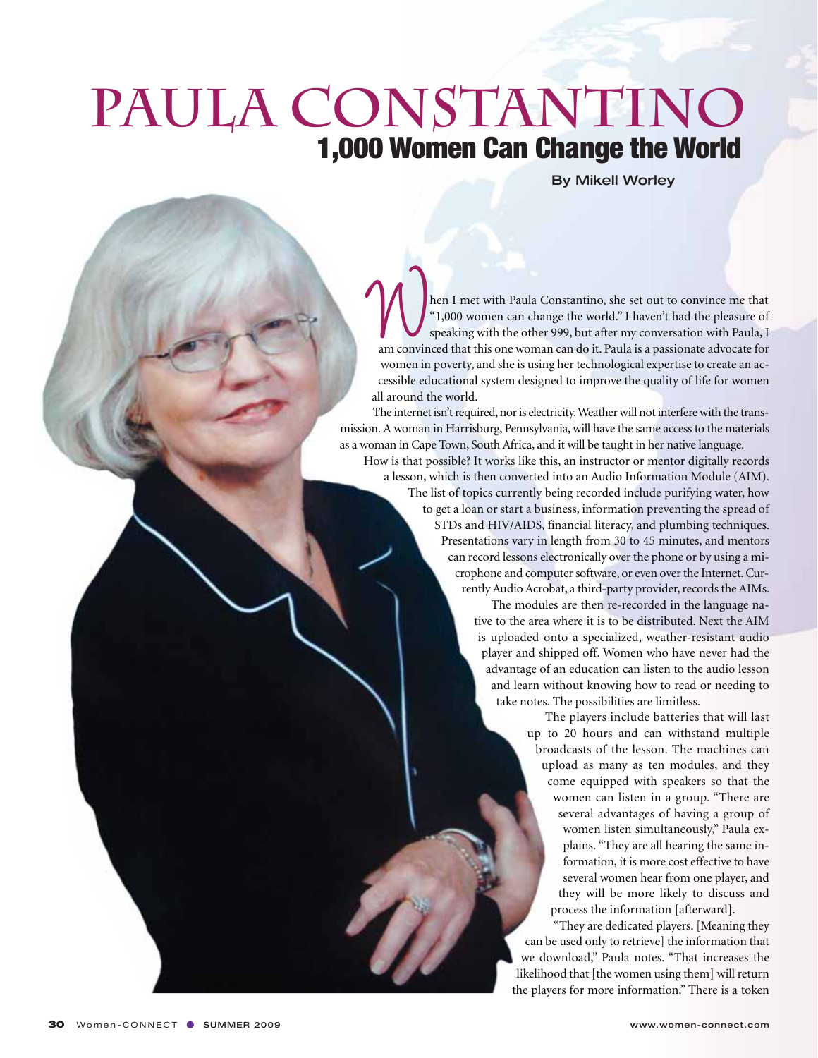# PAULA CONSTANTINO

## 1,000 Women Can Change the World

**By Mikell Worley**

When I met with Paula Constantino, she set out to convince me that "1,000 women can change the world." I haven't had the pleasure of speaking with the other 999, but after my conversation with Paula, I am convinced that this one woman can do it. Paula is a passionate advocate for women in poverty, and she is using her technological expertise to create an accessible educational system designed to improve the quality of life for women all around the world.

The internet isn't required, nor is electricity. Weather will not interfere with the transmission. A woman in Harrisburg, Pennsylvania, will have the same access to the materials as a woman in Cape Town, South Africa, and it will be taught in her native language.

How is that possible? It works like this, an instructor or mentor digitally records a lesson, which is then converted into an Audio Information Module (AIM). The list of topics currently being recorded include purifying water, how to get a loan or start a business, information preventing the spread of STDs and HIV/AIDS, financial literacy, and plumbing techniques. Presentations vary in length from 30 to 45 minutes, and mentors can record lessons electronically over the phone or by using a microphone and computer software, or even over the Internet. Currently Audio Acrobat, a third-party provider, records the AIMs.

The modules are then re-recorded in the language native to the area where it is to be distributed. Next the AIM is uploaded onto a specialized, weather-resistant audio player and shipped off. Women who have never had the advantage of an education can listen to the audio lesson and learn without knowing how to read or needing to take notes. The possibilities are limitless.

The players include batteries that will last up to 20 hours and can withstand multiple broadcasts of the lesson. The machines can upload as many as ten modules, and they come equipped with speakers so that the women can listen in a group. "There are several advantages of having a group of women listen simultaneously," Paula explains. "They are all hearing the same information, it is more cost effective to have several women hear from one player, and they will be more likely to discuss and process the information [afterward].

"They are dedicated players. [Meaning they can be used only to retrieve] the information that we download," Paula notes. "That increases the likelihood that [the women using them] will return the players for more information." There is a token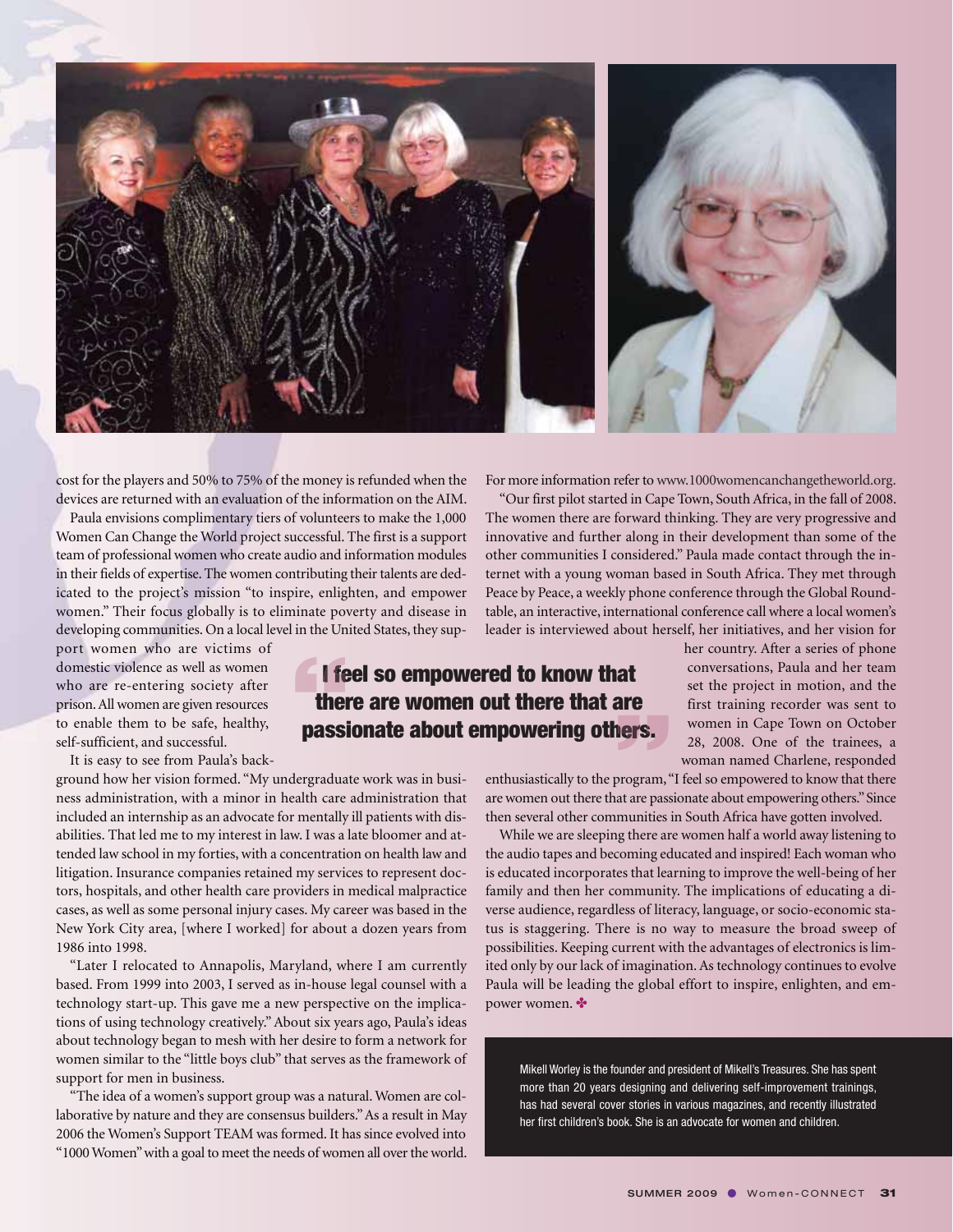cost for the players and 50% to 75% of the money is refunded when the devices are returned with an evaluation of the information on the AIM.

Paula envisions complimentary tiers of volunteers to make the 1,000 Women Can Change the World project successful. The first is a support team of professional women who create audio and information modules in their fields of expertise. The women contributing their talents are dedicated to the project's mission "to inspire, enlighten, and empower women." Their focus globally is to eliminate poverty and disease in developing communities. On a local level in the United States, they support women who are victims of domestic violence as well as women who are re-entering society after prison. All women are given resources to enable them to be safe, healthy, self-sufficient, and successful.

It is easy to see from Paula's background how her vision formed. "My undergraduate work was in business administration, with a minor in health care administration that included an internship as an advocate for mentally ill patients with disabilities. That led me to my interest in law. I was a late bloomer and attended law school in my forties, with a concentration on health law and litigation. Insurance companies retained my services to represent doctors, hospitals, and other health care providers in medical malpractice cases, as well as some personal injury cases. My career was based in the New York City area, [where I worked] for about a dozen years from 1986 into 1998.

"Later I relocated to Annapolis, Maryland, where I am currently based. From 1999 into 2003, I served as in-house legal counsel with a technology start-up. This gave me a new perspective on the implications of using technology creatively." About six years ago, Paula's ideas about technology began to mesh with her desire to form a network for women similar to the "little boys club" that serves as the framework of support for men in business.

"The idea of a women's support group was a natural. Women are collaborative by nature and they are consensus builders." As a result in May 2006 the Women's Support TEAM was formed. It has since evolved into "1000 Women" with a goal to meet the needs of women all over the world.

For more information refer to www.1000womencanchangetheworld.org.

"Our first pilot started in Cape Town, South Africa, in the fall of 2008. The women there are forward thinking. They are very progressive and innovative and further along in their development than some of the other communities I considered." Paula made contact through the internet with a young woman based in South Africa. They met through Peace by Peace, a weekly phone conference through the Global Roundtable, an interactive, international conference call where a local women's leader is interviewed about herself, her initiatives, and her vision for her country. After a series of phone conversations, Paula and her team set the project in motion, and the first training recorder was sent to women in Cape Town on October 28, 2008. One of the trainees, a woman named Charlene, responded enthusiastically to the program, "I feel so empowered to know that there are women out there that are passionate about empowering others." Since then several other communities in South Africa have gotten involved.

> **"I feel so empowered to know that there are women out there that are passionate about empowering others."**

While we are sleeping there are women half a world away listening to the audio tapes and becoming educated and inspired! Each woman who is educated incorporates that learning to improve the well-being of her family and then her community. The implications of educating a diverse audience, regardless of literacy, language, or socio-economic status is staggering. There is no way to measure the broad sweep of possibilities. Keeping current with the advantages of electronics is limited only by our lack of imagination. As technology continues to evolve Paula will be leading the global effort to inspire, enlighten, and empower women. ✤

Mikell Worley is the founder and president of Mikell's Treasures. She has spent more than 20 years designing and delivering self-improvement trainings, has had several cover stories in various magazines, and recently illustrated her first children's book. She is an advocate for women and children.